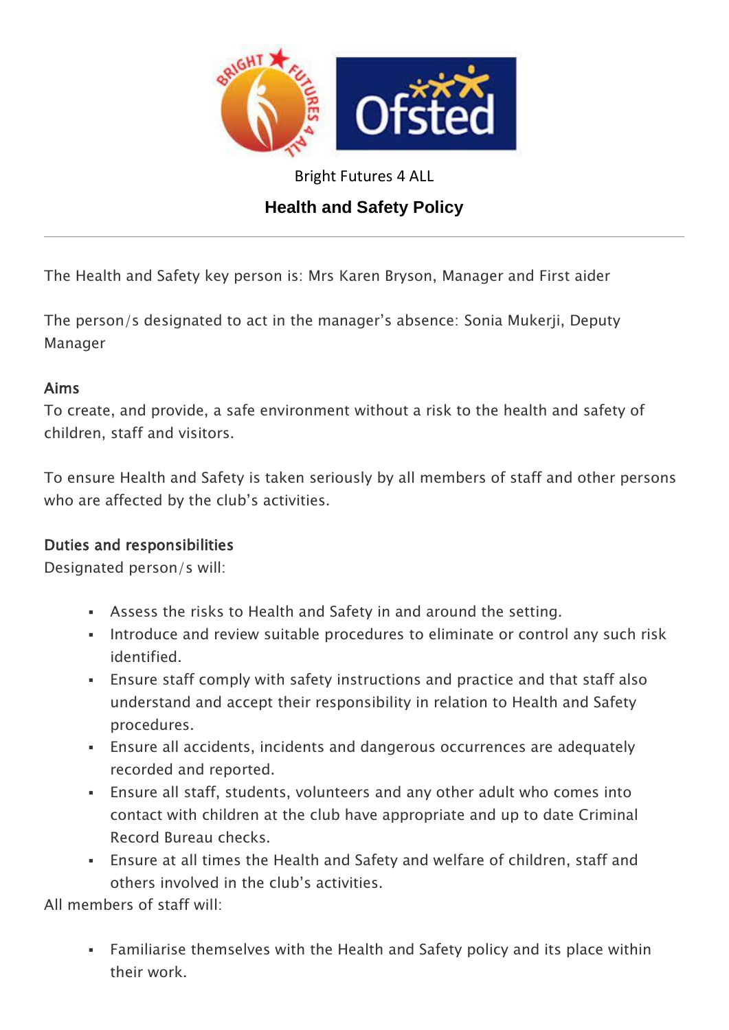Bright Futures 4 ALL

# Health and Safety Policy

---

The Health and Safety key person is: Mrs Karen Bryson, Manager and First aider

The person/s designated to act in the manager's absence: Sonia Mukerji, Deputy Manager

## Aims

To create, and provide, a safe environment without a risk to the health and safety of children, staff and visitors.

To ensure Health and Safety is taken seriously by all members of staff and other persons who are affected by the club's activities.

## Duties and responsibilities

Designated person/s will:

- Assess the risks to Health and Safety in and around the setting.
- Introduce and review suitable procedures to eliminate or control any such risk identified.
- Ensure staff comply with safety instructions and practice and that staff also understand and accept their responsibility in relation to Health and Safety procedures.
- Ensure all accidents, incidents and dangerous occurrences are adequately recorded and reported.
- Ensure all staff, students, volunteers and any other adult who comes into contact with children at the club have appropriate and up to date Criminal Record Bureau checks.
- Ensure at all times the Health and Safety and welfare of children, staff and others involved in the club's activities.

All members of staff will:

- Familiarise themselves with the Health and Safety policy and its place within their work.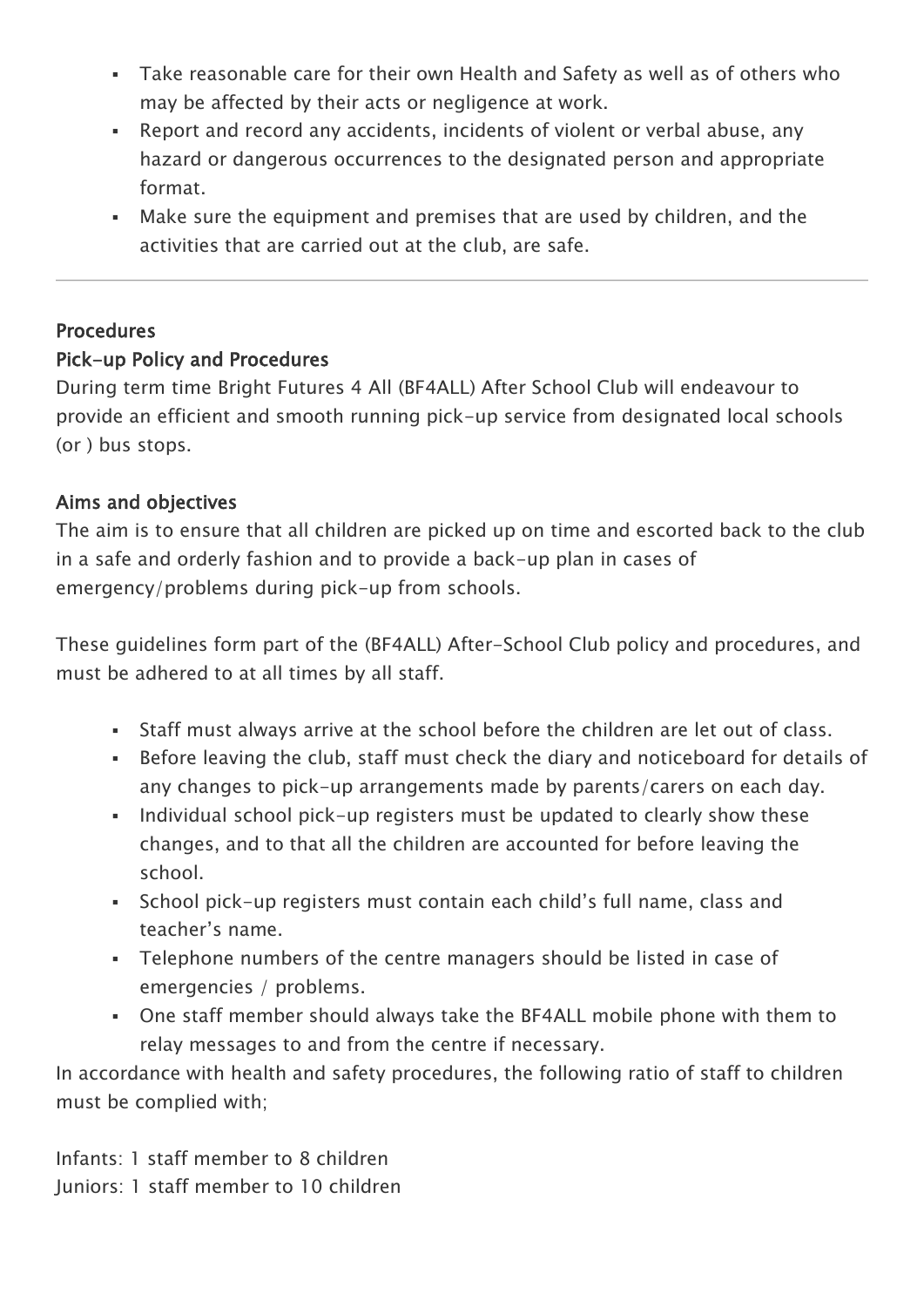- Take reasonable care for their own Health and Safety as well as of others who may be affected by their acts or negligence at work.
- Report and record any accidents, incidents of violent or verbal abuse, any hazard or dangerous occurrences to the designated person and appropriate format.
- Make sure the equipment and premises that are used by children, and the activities that are carried out at the club, are safe.

---

**Procedures**

**Pick-up Policy and Procedures**

During term time Bright Futures 4 All (BF4ALL) After School Club will endeavour to provide an efficient and smooth running pick-up service from designated local schools (or ) bus stops.

**Aims and objectives**

The aim is to ensure that all children are picked up on time and escorted back to the club in a safe and orderly fashion and to provide a back-up plan in cases of emergency/problems during pick-up from schools.

These guidelines form part of the (BF4ALL) After-School Club policy and procedures, and must be adhered to at all times by all staff.

- Staff must always arrive at the school before the children are let out of class.
- Before leaving the club, staff must check the diary and noticeboard for details of any changes to pick-up arrangements made by parents/carers on each day.
- Individual school pick-up registers must be updated to clearly show these changes, and to that all the children are accounted for before leaving the school.
- School pick-up registers must contain each child's full name, class and teacher's name.
- Telephone numbers of the centre managers should be listed in case of emergencies / problems.
- One staff member should always take the BF4ALL mobile phone with them to relay messages to and from the centre if necessary.

In accordance with health and safety procedures, the following ratio of staff to children must be complied with;

Infants: 1 staff member to 8 children
Juniors: 1 staff member to 10 children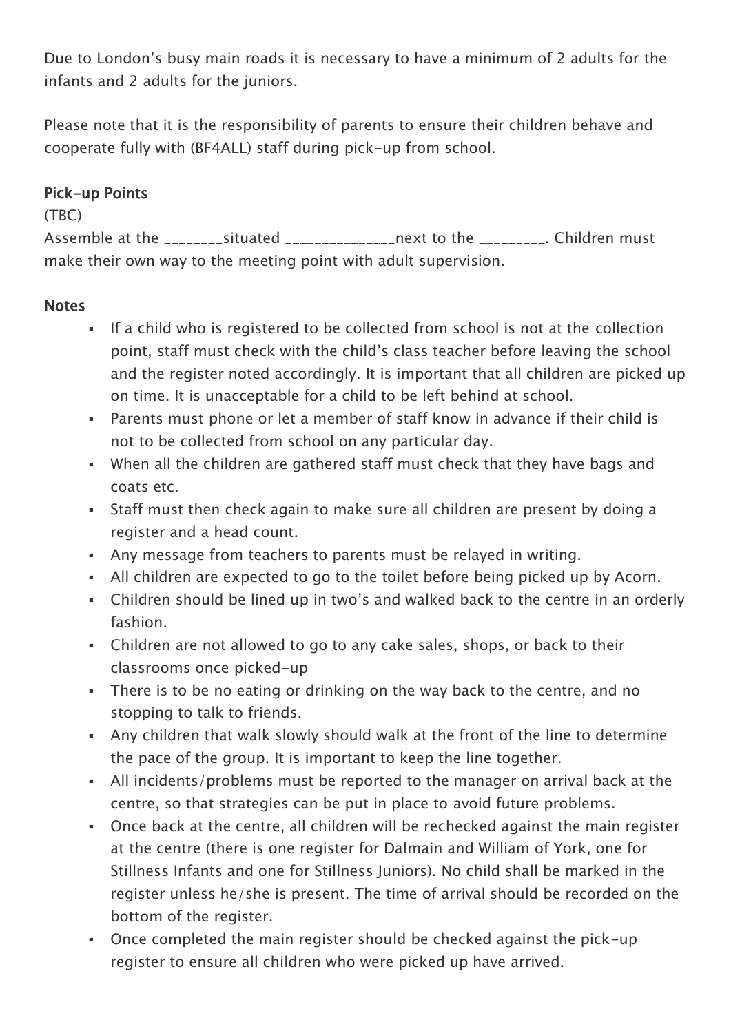Due to London's busy main roads it is necessary to have a minimum of 2 adults for the infants and 2 adults for the juniors.

Please note that it is the responsibility of parents to ensure their children behave and cooperate fully with (BF4ALL) staff during pick-up from school.

### Pick-up Points

(TBC)

Assemble at the ________situated _______________next to the _________. Children must make their own way to the meeting point with adult supervision.

### Notes

- If a child who is registered to be collected from school is not at the collection point, staff must check with the child's class teacher before leaving the school and the register noted accordingly. It is important that all children are picked up on time. It is unacceptable for a child to be left behind at school.
- Parents must phone or let a member of staff know in advance if their child is not to be collected from school on any particular day.
- When all the children are gathered staff must check that they have bags and coats etc.
- Staff must then check again to make sure all children are present by doing a register and a head count.
- Any message from teachers to parents must be relayed in writing.
- All children are expected to go to the toilet before being picked up by Acorn.
- Children should be lined up in two's and walked back to the centre in an orderly fashion.
- Children are not allowed to go to any cake sales, shops, or back to their classrooms once picked-up
- There is to be no eating or drinking on the way back to the centre, and no stopping to talk to friends.
- Any children that walk slowly should walk at the front of the line to determine the pace of the group. It is important to keep the line together.
- All incidents/problems must be reported to the manager on arrival back at the centre, so that strategies can be put in place to avoid future problems.
- Once back at the centre, all children will be rechecked against the main register at the centre (there is one register for Dalmain and William of York, one for Stillness Infants and one for Stillness Juniors). No child shall be marked in the register unless he/she is present. The time of arrival should be recorded on the bottom of the register.
- Once completed the main register should be checked against the pick-up register to ensure all children who were picked up have arrived.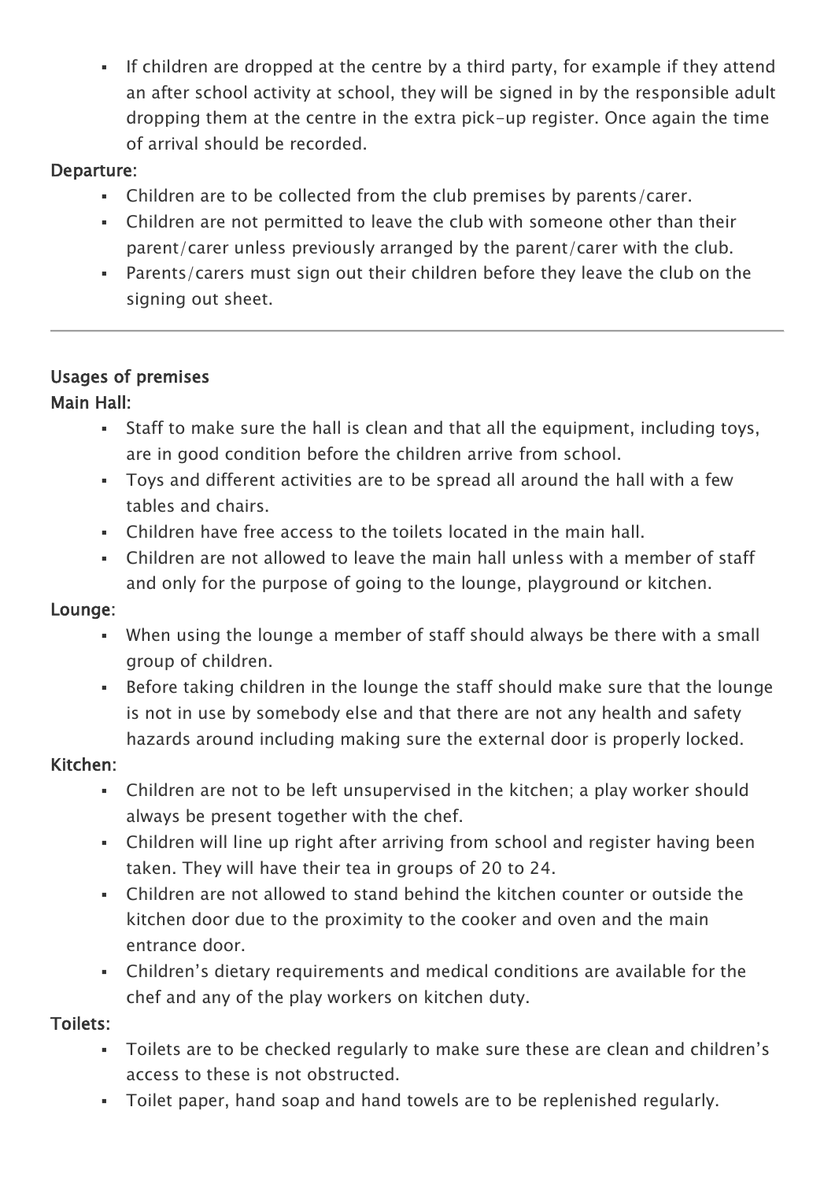- If children are dropped at the centre by a third party, for example if they attend an after school activity at school, they will be signed in by the responsible adult dropping them at the centre in the extra pick-up register. Once again the time of arrival should be recorded.

**Departure:**

- Children are to be collected from the club premises by parents/carer.
- Children are not permitted to leave the club with someone other than their parent/carer unless previously arranged by the parent/carer with the club.
- Parents/carers must sign out their children before they leave the club on the signing out sheet.

---

**Usages of premises**

**Main Hall:**

- Staff to make sure the hall is clean and that all the equipment, including toys, are in good condition before the children arrive from school.
- Toys and different activities are to be spread all around the hall with a few tables and chairs.
- Children have free access to the toilets located in the main hall.
- Children are not allowed to leave the main hall unless with a member of staff and only for the purpose of going to the lounge, playground or kitchen.

**Lounge:**

- When using the lounge a member of staff should always be there with a small group of children.
- Before taking children in the lounge the staff should make sure that the lounge is not in use by somebody else and that there are not any health and safety hazards around including making sure the external door is properly locked.

**Kitchen:**

- Children are not to be left unsupervised in the kitchen; a play worker should always be present together with the chef.
- Children will line up right after arriving from school and register having been taken. They will have their tea in groups of 20 to 24.
- Children are not allowed to stand behind the kitchen counter or outside the kitchen door due to the proximity to the cooker and oven and the main entrance door.
- Children's dietary requirements and medical conditions are available for the chef and any of the play workers on kitchen duty.

**Toilets:**

- Toilets are to be checked regularly to make sure these are clean and children's access to these is not obstructed.
- Toilet paper, hand soap and hand towels are to be replenished regularly.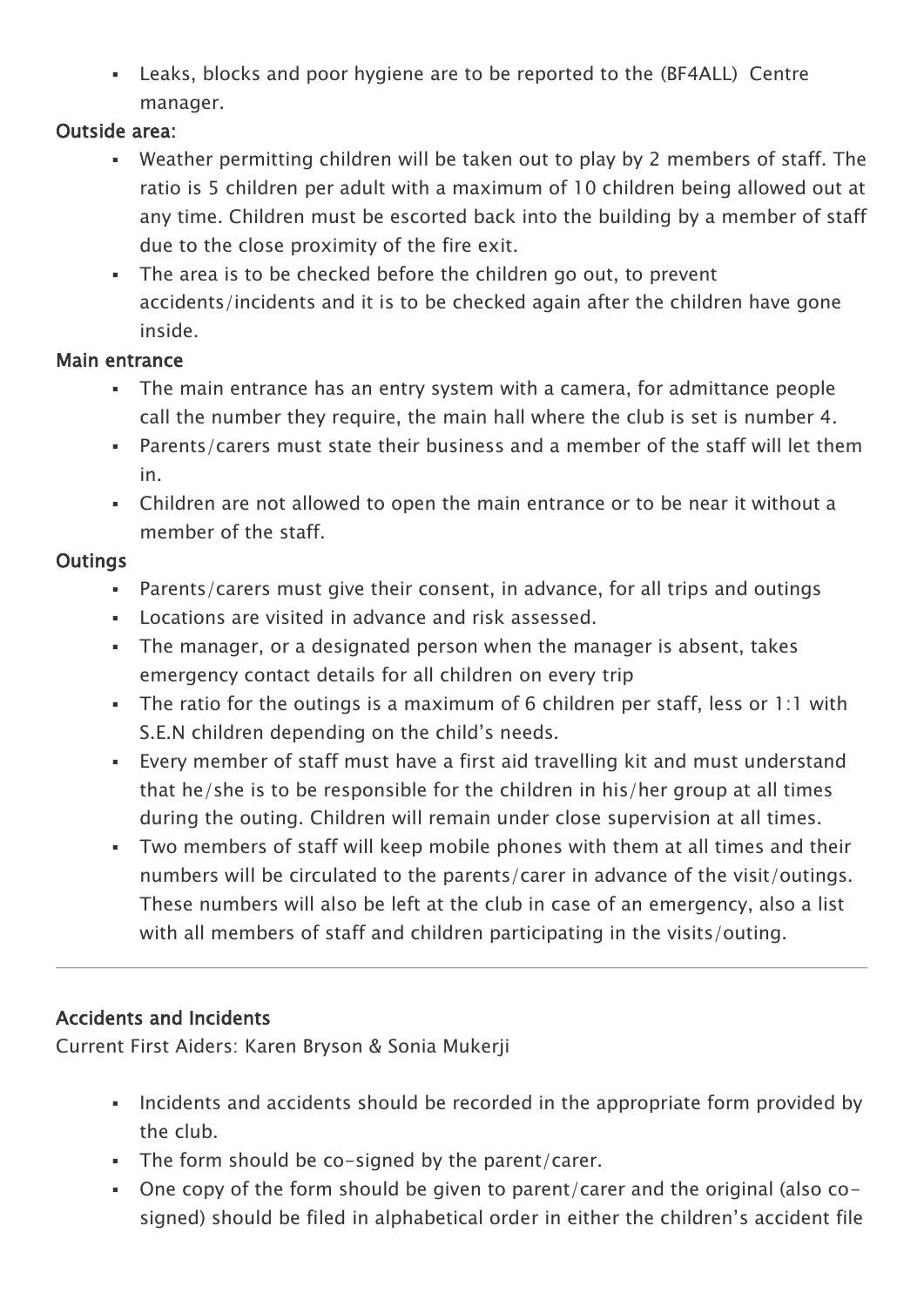- Leaks, blocks and poor hygiene are to be reported to the (BF4ALL) Centre manager.

**Outside area:**

- Weather permitting children will be taken out to play by 2 members of staff. The ratio is 5 children per adult with a maximum of 10 children being allowed out at any time. Children must be escorted back into the building by a member of staff due to the close proximity of the fire exit.
- The area is to be checked before the children go out, to prevent accidents/incidents and it is to be checked again after the children have gone inside.

**Main entrance**

- The main entrance has an entry system with a camera, for admittance people call the number they require, the main hall where the club is set is number 4.
- Parents/carers must state their business and a member of the staff will let them in.
- Children are not allowed to open the main entrance or to be near it without a member of the staff.

**Outings**

- Parents/carers must give their consent, in advance, for all trips and outings
- Locations are visited in advance and risk assessed.
- The manager, or a designated person when the manager is absent, takes emergency contact details for all children on every trip
- The ratio for the outings is a maximum of 6 children per staff, less or 1:1 with S.E.N children depending on the child's needs.
- Every member of staff must have a first aid travelling kit and must understand that he/she is to be responsible for the children in his/her group at all times during the outing. Children will remain under close supervision at all times.
- Two members of staff will keep mobile phones with them at all times and their numbers will be circulated to the parents/carer in advance of the visit/outings. These numbers will also be left at the club in case of an emergency, also a list with all members of staff and children participating in the visits/outing.

---

**Accidents and Incidents**

Current First Aiders: Karen Bryson & Sonia Mukerji

- Incidents and accidents should be recorded in the appropriate form provided by the club.
- The form should be co-signed by the parent/carer.
- One copy of the form should be given to parent/carer and the original (also co-signed) should be filed in alphabetical order in either the children's accident file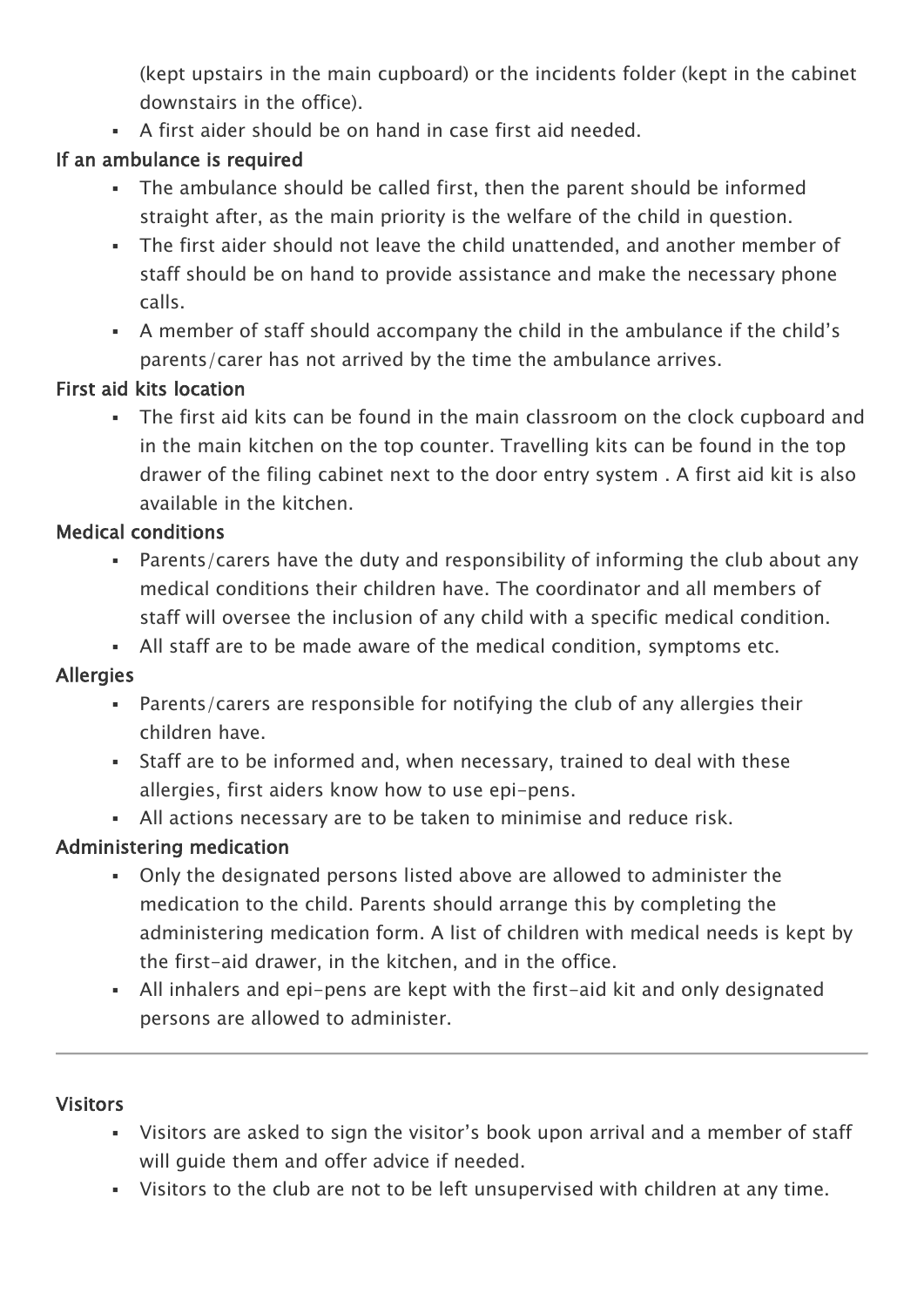(kept upstairs in the main cupboard) or the incidents folder (kept in the cabinet downstairs in the office).

- A first aider should be on hand in case first aid needed.

### If an ambulance is required

- The ambulance should be called first, then the parent should be informed straight after, as the main priority is the welfare of the child in question.
- The first aider should not leave the child unattended, and another member of staff should be on hand to provide assistance and make the necessary phone calls.
- A member of staff should accompany the child in the ambulance if the child's parents/carer has not arrived by the time the ambulance arrives.

### First aid kits location

- The first aid kits can be found in the main classroom on the clock cupboard and in the main kitchen on the top counter. Travelling kits can be found in the top drawer of the filing cabinet next to the door entry system . A first aid kit is also available in the kitchen.

### Medical conditions

- Parents/carers have the duty and responsibility of informing the club about any medical conditions their children have. The coordinator and all members of staff will oversee the inclusion of any child with a specific medical condition.
- All staff are to be made aware of the medical condition, symptoms etc.

### Allergies

- Parents/carers are responsible for notifying the club of any allergies their children have.
- Staff are to be informed and, when necessary, trained to deal with these allergies, first aiders know how to use epi-pens.
- All actions necessary are to be taken to minimise and reduce risk.

### Administering medication

- Only the designated persons listed above are allowed to administer the medication to the child. Parents should arrange this by completing the administering medication form. A list of children with medical needs is kept by the first-aid drawer, in the kitchen, and in the office.
- All inhalers and epi-pens are kept with the first-aid kit and only designated persons are allowed to administer.

---

### Visitors

- Visitors are asked to sign the visitor's book upon arrival and a member of staff will guide them and offer advice if needed.
- Visitors to the club are not to be left unsupervised with children at any time.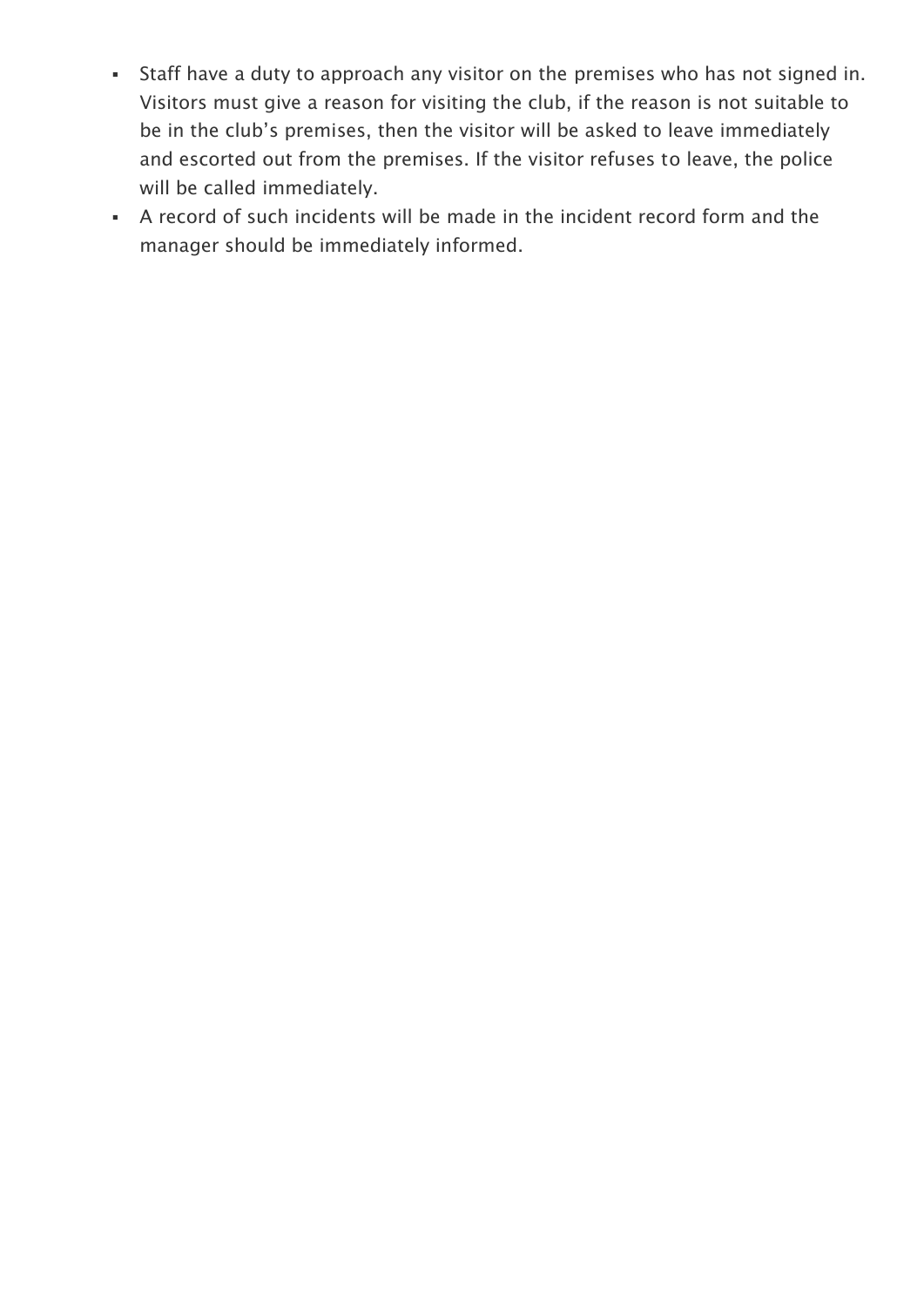- Staff have a duty to approach any visitor on the premises who has not signed in. Visitors must give a reason for visiting the club, if the reason is not suitable to be in the club's premises, then the visitor will be asked to leave immediately and escorted out from the premises. If the visitor refuses to leave, the police will be called immediately.
- A record of such incidents will be made in the incident record form and the manager should be immediately informed.